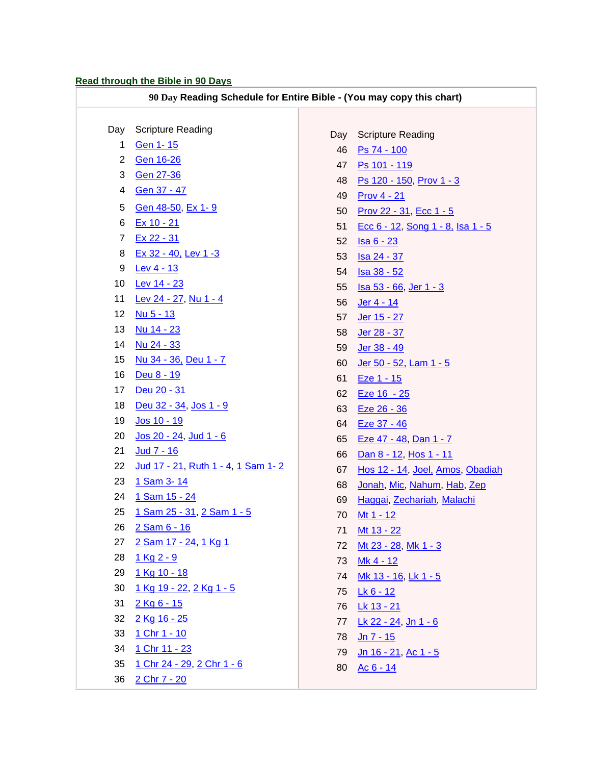**Read through the Bible in 90 Days**

**90 Day Reading Schedule for Entire Bible - (You may copy this chart)**

| Day | Scripture Reading |
|---|---|
| 1 | Gen 1- 15 |
| 2 | Gen 16-26 |
| 3 | Gen 27-36 |
| 4 | Gen 37 - 47 |
| 5 | Gen 48-50, Ex 1- 9 |
| 6 | Ex 10 - 21 |
| 7 | Ex 22 - 31 |
| 8 | Ex 32 - 40, Lev 1 -3 |
| 9 | Lev 4 - 13 |
| 10 | Lev 14 - 23 |
| 11 | Lev 24 - 27, Nu 1 - 4 |
| 12 | Nu 5 - 13 |
| 13 | Nu 14 - 23 |
| 14 | Nu 24 - 33 |
| 15 | Nu 34 - 36, Deu 1 - 7 |
| 16 | Deu 8 - 19 |
| 17 | Deu 20 - 31 |
| 18 | Deu 32 - 34, Jos 1 - 9 |
| 19 | Jos 10 - 19 |
| 20 | Jos 20 - 24, Jud 1 - 6 |
| 21 | Jud 7 - 16 |
| 22 | Jud 17 - 21, Ruth 1 - 4, 1 Sam 1- 2 |
| 23 | 1 Sam 3- 14 |
| 24 | 1 Sam 15 - 24 |
| 25 | 1 Sam 25 - 31, 2 Sam 1 - 5 |
| 26 | 2 Sam 6 - 16 |
| 27 | 2 Sam 17 - 24, 1 Kg 1 |
| 28 | 1 Kg 2 - 9 |
| 29 | 1 Kg 10 - 18 |
| 30 | 1 Kg 19 - 22, 2 Kg 1 - 5 |
| 31 | 2 Kg 6 - 15 |
| 32 | 2 Kg 16 - 25 |
| 33 | 1 Chr 1 - 10 |
| 34 | 1 Chr 11 - 23 |
| 35 | 1 Chr 24 - 29, 2 Chr 1 - 6 |
| 36 | 2 Chr 7 - 20 |

| Day | Scripture Reading |
|---|---|
| 46 | Ps 74 - 100 |
| 47 | Ps 101 - 119 |
| 48 | Ps 120 - 150, Prov 1 - 3 |
| 49 | Prov 4 - 21 |
| 50 | Prov 22 - 31, Ecc 1 - 5 |
| 51 | Ecc 6 - 12, Song 1 - 8, Isa 1 - 5 |
| 52 | Isa 6 - 23 |
| 53 | Isa 24 - 37 |
| 54 | Isa 38 - 52 |
| 55 | Isa 53 - 66, Jer 1 - 3 |
| 56 | Jer 4 - 14 |
| 57 | Jer 15 - 27 |
| 58 | Jer 28 - 37 |
| 59 | Jer 38 - 49 |
| 60 | Jer 50 - 52, Lam 1 - 5 |
| 61 | Eze 1 - 15 |
| 62 | Eze 16 - 25 |
| 63 | Eze 26 - 36 |
| 64 | Eze 37 - 46 |
| 65 | Eze 47 - 48, Dan 1 - 7 |
| 66 | Dan 8 - 12, Hos 1 - 11 |
| 67 | Hos 12 - 14, Joel, Amos, Obadiah |
| 68 | Jonah, Mic, Nahum, Hab, Zep |
| 69 | Haggai, Zechariah, Malachi |
| 70 | Mt 1 - 12 |
| 71 | Mt 13 - 22 |
| 72 | Mt 23 - 28, Mk 1 - 3 |
| 73 | Mk 4 - 12 |
| 74 | Mk 13 - 16, Lk 1 - 5 |
| 75 | Lk 6 - 12 |
| 76 | Lk 13 - 21 |
| 77 | Lk 22 - 24, Jn 1 - 6 |
| 78 | Jn 7 - 15 |
| 79 | Jn 16 - 21, Ac 1 - 5 |
| 80 | Ac 6 - 14 |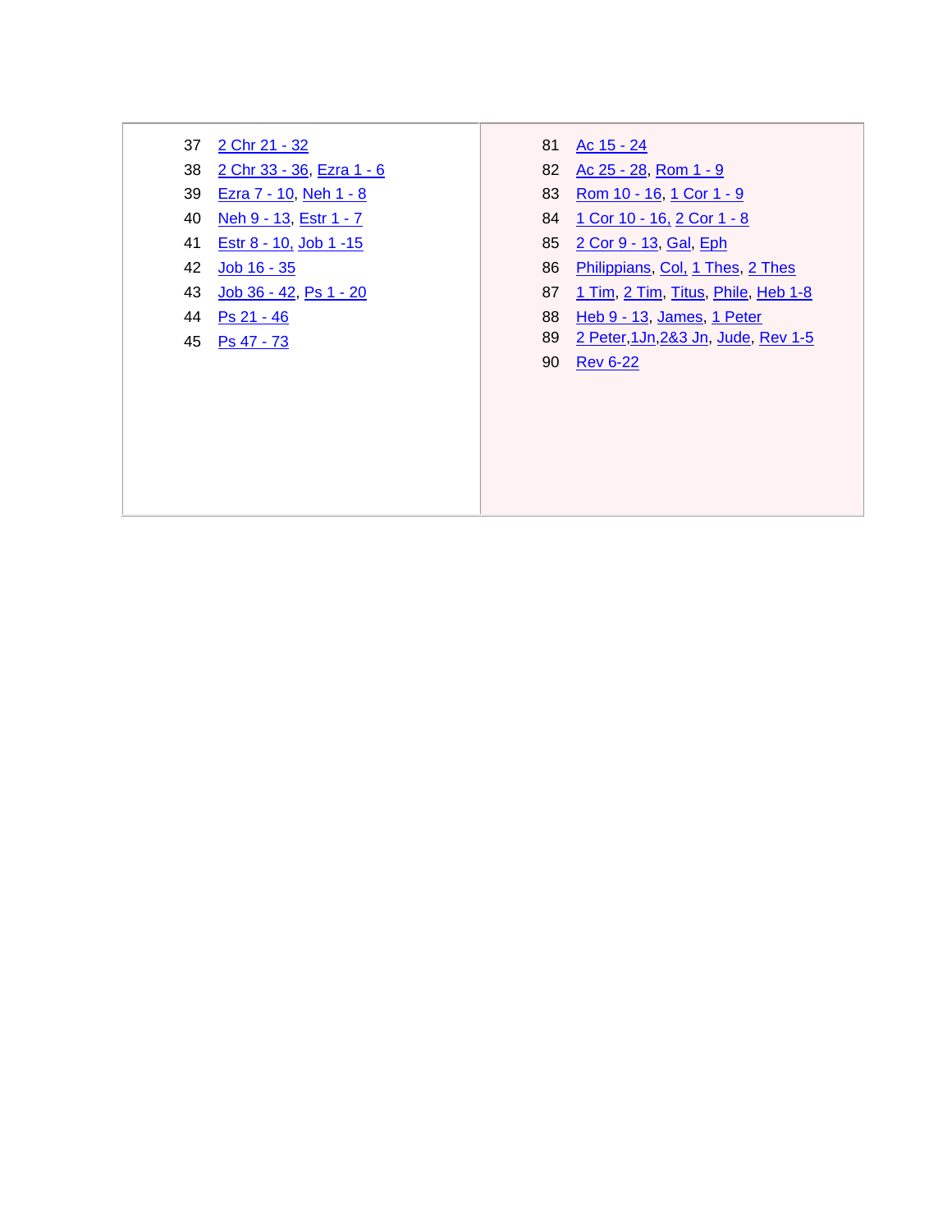| | | | |
|---|---|---|---|
| 37 | 2 Chr 21 - 32 | 81 | Ac 15 - 24 |
| 38 | 2 Chr 33 - 36, Ezra 1 - 6 | 82 | Ac 25 - 28, Rom 1 - 9 |
| 39 | Ezra 7 - 10, Neh 1 - 8 | 83 | Rom 10 - 16, 1 Cor 1 - 9 |
| 40 | Neh 9 - 13, Estr 1 - 7 | 84 | 1 Cor 10 - 16, 2 Cor 1 - 8 |
| 41 | Estr 8 - 10, Job 1 -15 | 85 | 2 Cor 9 - 13, Gal, Eph |
| 42 | Job 16 - 35 | 86 | Philippians, Col, 1 Thes, 2 Thes |
| 43 | Job 36 - 42, Ps 1 - 20 | 87 | 1 Tim, 2 Tim, Titus, Phile, Heb 1-8 |
| 44 | Ps 21 - 46 | 88 | Heb 9 - 13, James, 1 Peter |
| 45 | Ps 47 - 73 | 89 | 2 Peter,1Jn,2&3 Jn, Jude, Rev 1-5 |
| | | 90 | Rev 6-22 |